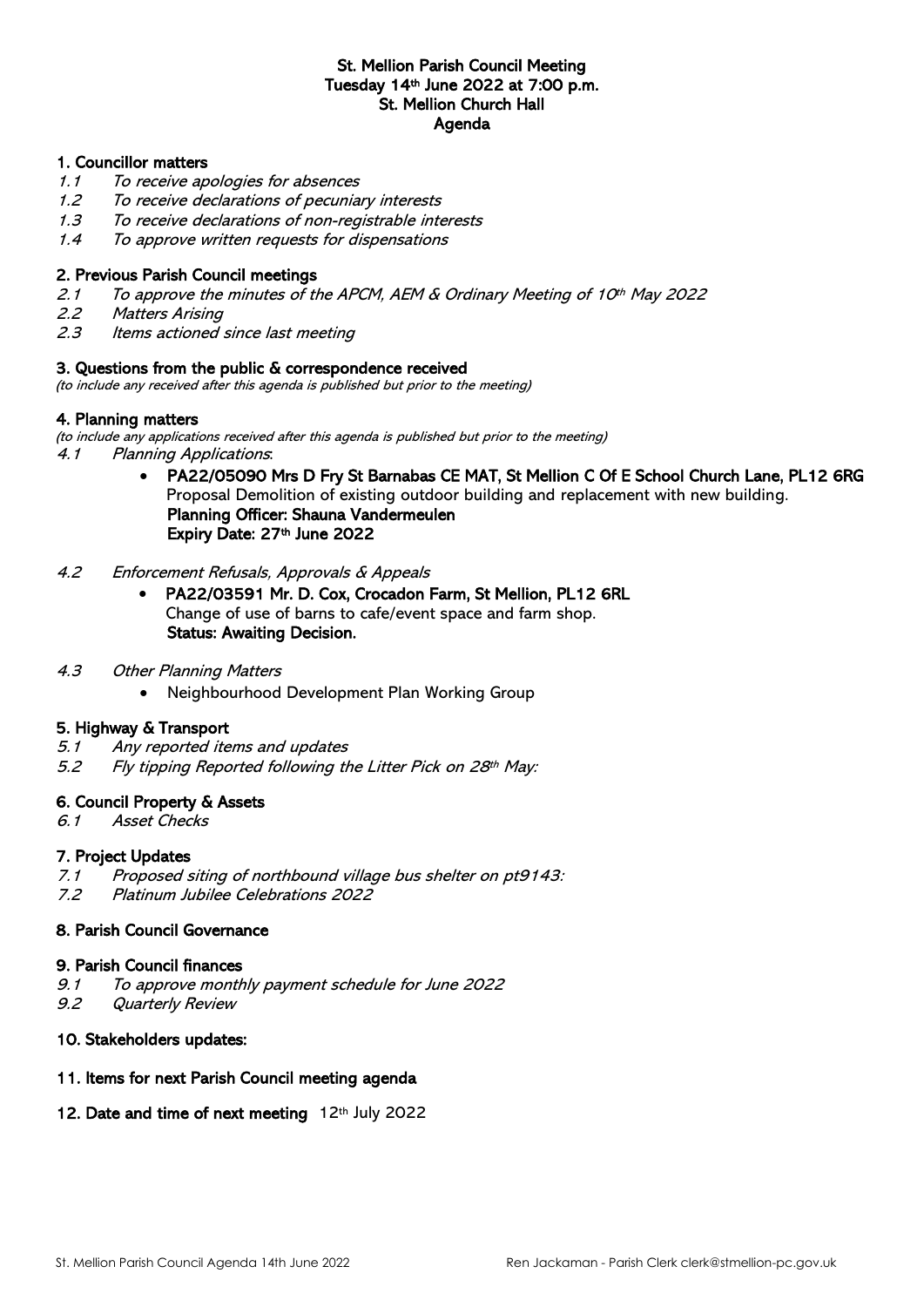**St. Mellion Parish Council Meeting**
**Tuesday 14th June 2022 at 7:00 p.m.**
**St. Mellion Church Hall**
**Agenda**

## 1. Councillor matters

1.1 *To receive apologies for absences*
1.2 *To receive declarations of pecuniary interests*
1.3 *To receive declarations of non-registrable interests*
1.4 *To approve written requests for dispensations*

## 2. Previous Parish Council meetings

2.1 *To approve the minutes of the APCM, AEM & Ordinary Meeting of 10th May 2022*
2.2 *Matters Arising*
2.3 *Items actioned since last meeting*

## 3. Questions from the public & correspondence received

*(to include any received after this agenda is published but prior to the meeting)*

## 4. Planning matters

*(to include any applications received after this agenda is published but prior to the meeting)*

4.1 *Planning Applications*:

- **PA22/05090 Mrs D Fry St Barnabas CE MAT, St Mellion C Of E School Church Lane, PL12 6RG**
  Proposal Demolition of existing outdoor building and replacement with new building.
  **Planning Officer: Shauna Vandermeulen**
  **Expiry Date: 27th June 2022**

4.2 *Enforcement Refusals, Approvals & Appeals*

- **PA22/03591 Mr. D. Cox, Crocadon Farm, St Mellion, PL12 6RL**
  Change of use of barns to cafe/event space and farm shop.
  **Status: Awaiting Decision.**

4.3 *Other Planning Matters*

- Neighbourhood Development Plan Working Group

## 5. Highway & Transport

5.1 *Any reported items and updates*
5.2 *Fly tipping Reported following the Litter Pick on 28th May:*

## 6. Council Property & Assets

6.1 *Asset Checks*

## 7. Project Updates

7.1 *Proposed siting of northbound village bus shelter on pt9143:*
7.2 *Platinum Jubilee Celebrations 2022*

## 8. Parish Council Governance

## 9. Parish Council finances

9.1 *To approve monthly payment schedule for June 2022*
9.2 *Quarterly Review*

## 10. Stakeholders updates:

## 11. Items for next Parish Council meeting agenda

## 12. Date and time of next meeting 12th July 2022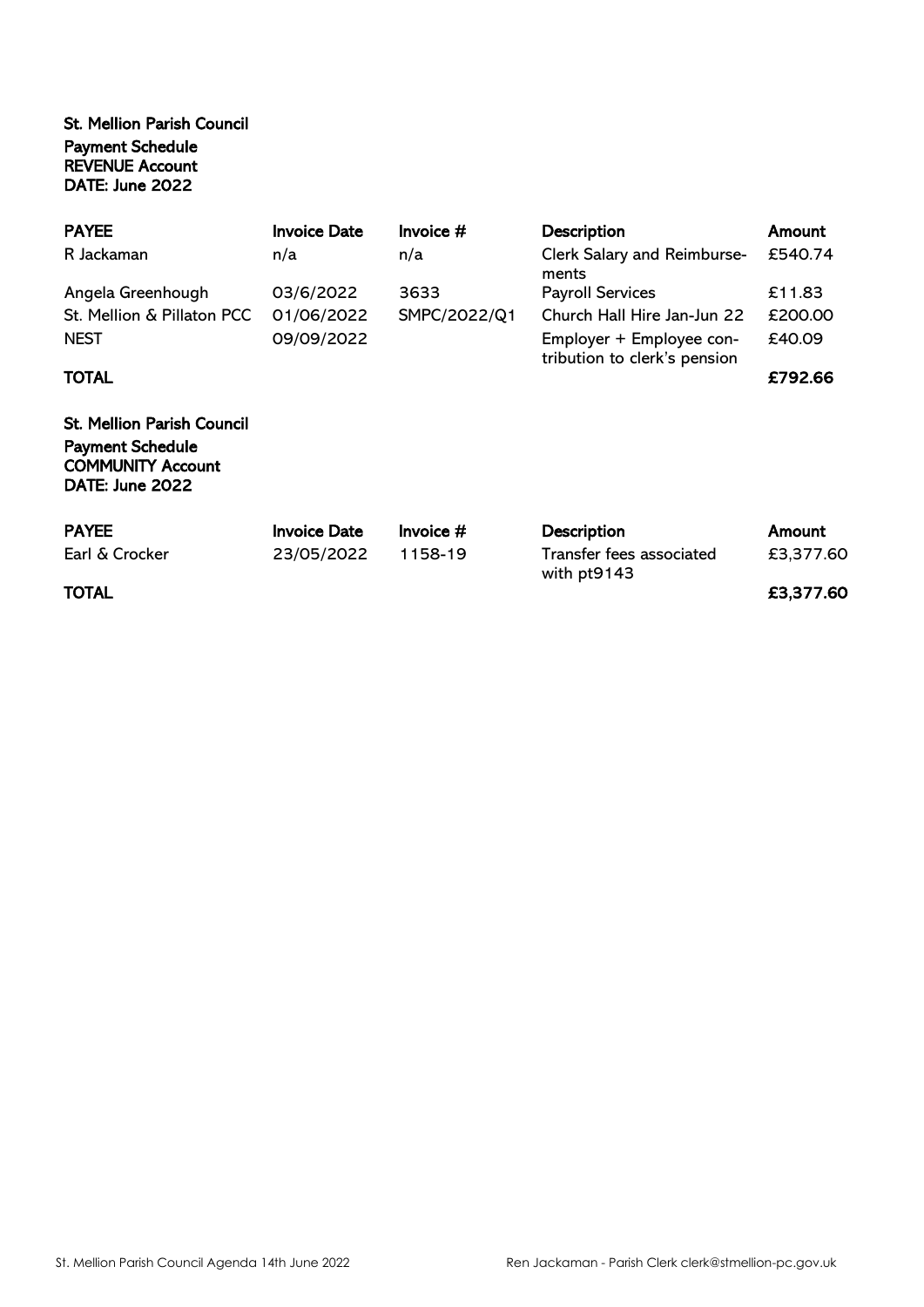**St. Mellion Parish Council**
**Payment Schedule**
**REVENUE Account**
**DATE: June 2022**

| PAYEE | Invoice Date | Invoice # | Description | Amount |
|---|---|---|---|---|
| R Jackaman | n/a | n/a | Clerk Salary and Reimbursements | £540.74 |
| Angela Greenhough | 03/6/2022 | 3633 | Payroll Services | £11.83 |
| St. Mellion & Pillaton PCC | 01/06/2022 | SMPC/2022/Q1 | Church Hall Hire Jan-Jun 22 | £200.00 |
| NEST | 09/09/2022 | | Employer + Employee contribution to clerk's pension | £40.09 |
| **TOTAL** | | | | **£792.66** |

**St. Mellion Parish Council**
**Payment Schedule**
**COMMUNITY Account**
**DATE: June 2022**

| PAYEE | Invoice Date | Invoice # | Description | Amount |
|---|---|---|---|---|
| Earl & Crocker | 23/05/2022 | 1158-19 | Transfer fees associated with pt9143 | £3,377.60 |
| **TOTAL** | | | | **£3,377.60** |